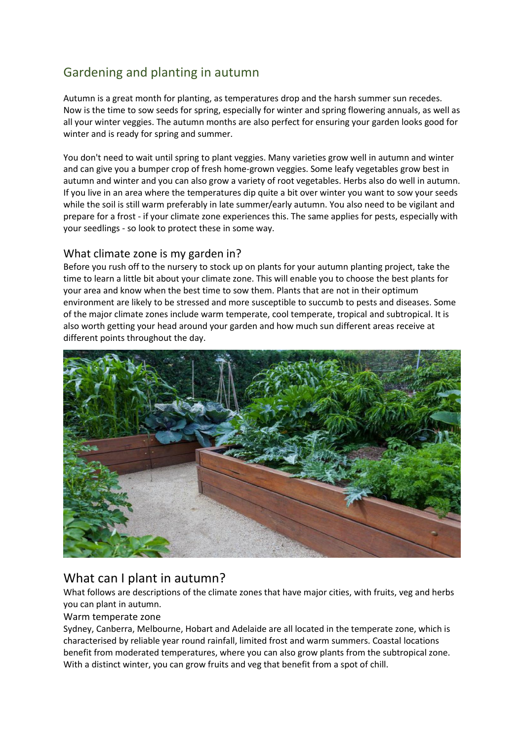# Gardening and planting in autumn

Autumn is a great month for planting, as temperatures drop and the harsh summer sun recedes. Now is the time to sow seeds for spring, especially for winter and spring flowering annuals, as well as all your winter veggies. The autumn months are also perfect for ensuring your garden looks good for winter and is ready for spring and summer.

You don't need to wait until spring to plant veggies. Many varieties grow well in autumn and winter and can give you a bumper crop of fresh home-grown veggies. Some leafy vegetables grow best in autumn and winter and you can also grow a variety of root vegetables. Herbs also do well in autumn. If you live in an area where the temperatures dip quite a bit over winter you want to sow your seeds while the soil is still warm preferably in late summer/early autumn. You also need to be vigilant and prepare for a frost - if your climate zone experiences this. The same applies for pests, especially with your seedlings - so look to protect these in some way.

## What climate zone is my garden in?

Before you rush off to the nursery to stock up on plants for your autumn planting project, take the time to learn a little bit about your climate zone. This will enable you to choose the best plants for your area and know when the best time to sow them. Plants that are not in their optimum environment are likely to be stressed and more susceptible to succumb to pests and diseases. Some of the major climate zones include warm temperate, cool temperate, tropical and subtropical. It is also worth getting your head around your garden and how much sun different areas receive at different points throughout the day.

## What can I plant in autumn?

What follows are descriptions of the climate zones that have major cities, with fruits, veg and herbs you can plant in autumn.

### Warm temperate zone

Sydney, Canberra, Melbourne, Hobart and Adelaide are all located in the temperate zone, which is characterised by reliable year round rainfall, limited frost and warm summers. Coastal locations benefit from moderated temperatures, where you can also grow plants from the subtropical zone. With a distinct winter, you can grow fruits and veg that benefit from a spot of chill.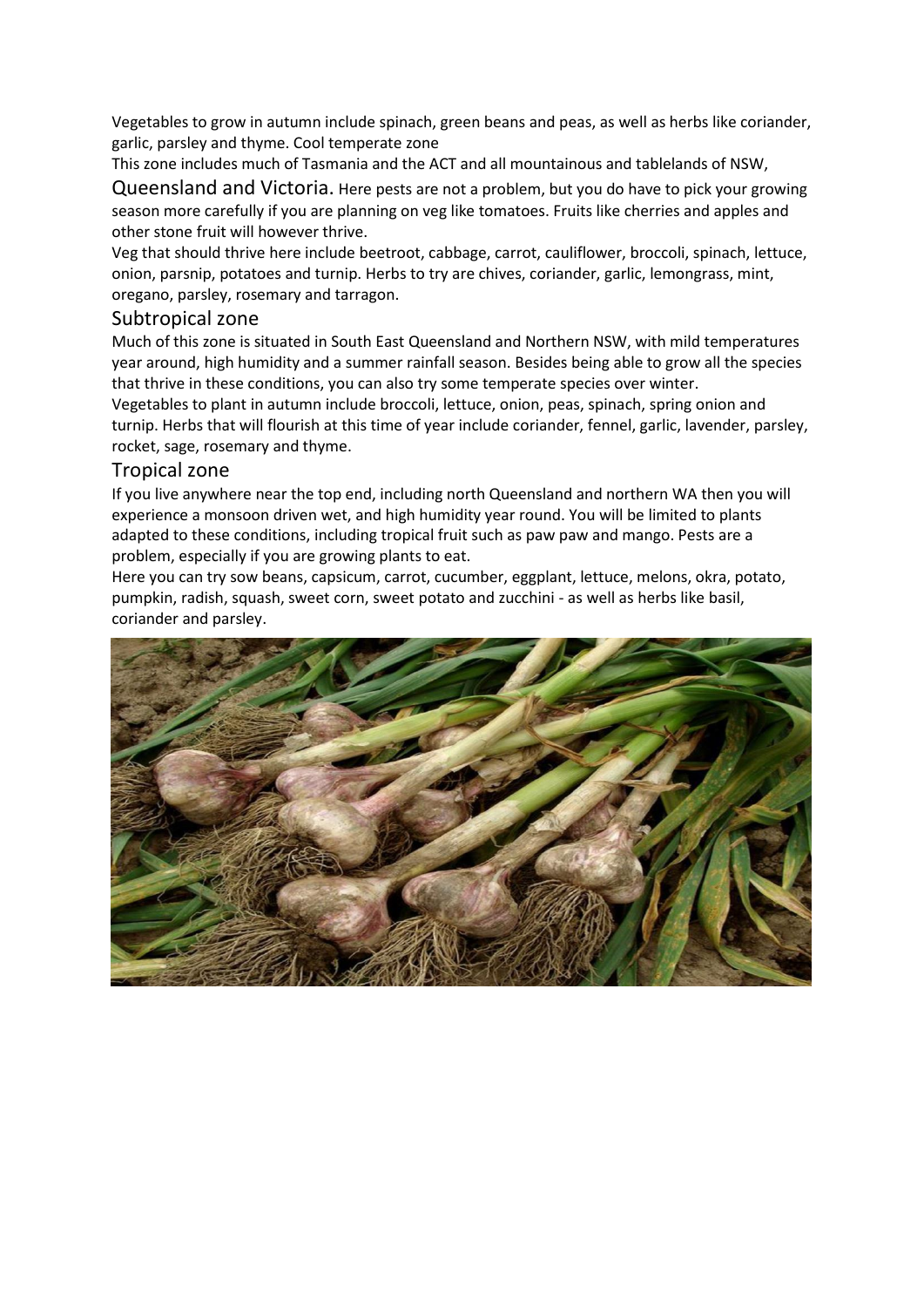Vegetables to grow in autumn include spinach, green beans and peas, as well as herbs like coriander, garlic, parsley and thyme. Cool temperate zone

This zone includes much of Tasmania and the ACT and all mountainous and tablelands of NSW, Queensland and Victoria. Here pests are not a problem, but you do have to pick your growing season more carefully if you are planning on veg like tomatoes. Fruits like cherries and apples and other stone fruit will however thrive.

Veg that should thrive here include beetroot, cabbage, carrot, cauliflower, broccoli, spinach, lettuce, onion, parsnip, potatoes and turnip. Herbs to try are chives, coriander, garlic, lemongrass, mint, oregano, parsley, rosemary and tarragon.

## Subtropical zone

Much of this zone is situated in South East Queensland and Northern NSW, with mild temperatures year around, high humidity and a summer rainfall season. Besides being able to grow all the species that thrive in these conditions, you can also try some temperate species over winter.

Vegetables to plant in autumn include broccoli, lettuce, onion, peas, spinach, spring onion and turnip. Herbs that will flourish at this time of year include coriander, fennel, garlic, lavender, parsley, rocket, sage, rosemary and thyme.

## Tropical zone

If you live anywhere near the top end, including north Queensland and northern WA then you will experience a monsoon driven wet, and high humidity year round. You will be limited to plants adapted to these conditions, including tropical fruit such as paw paw and mango. Pests are a problem, especially if you are growing plants to eat.

Here you can try sow beans, capsicum, carrot, cucumber, eggplant, lettuce, melons, okra, potato, pumpkin, radish, squash, sweet corn, sweet potato and zucchini - as well as herbs like basil, coriander and parsley.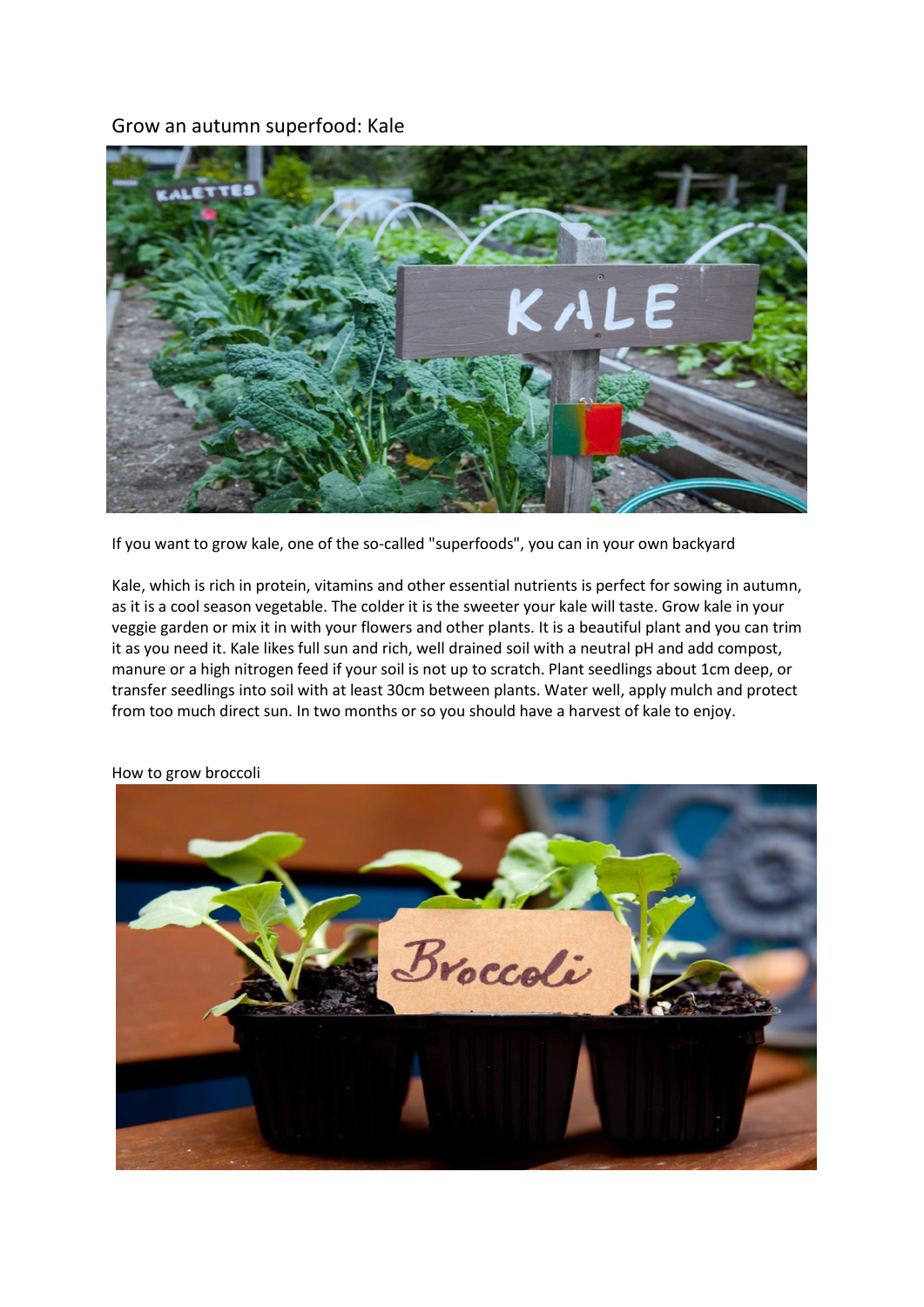## Grow an autumn superfood: Kale

If you want to grow kale, one of the so-called "superfoods", you can in your own backyard

Kale, which is rich in protein, vitamins and other essential nutrients is perfect for sowing in autumn, as it is a cool season vegetable. The colder it is the sweeter your kale will taste. Grow kale in your veggie garden or mix it in with your flowers and other plants. It is a beautiful plant and you can trim it as you need it. Kale likes full sun and rich, well drained soil with a neutral pH and add compost, manure or a high nitrogen feed if your soil is not up to scratch. Plant seedlings about 1cm deep, or transfer seedlings into soil with at least 30cm between plants. Water well, apply mulch and protect from too much direct sun. In two months or so you should have a harvest of kale to enjoy.

## How to grow broccoli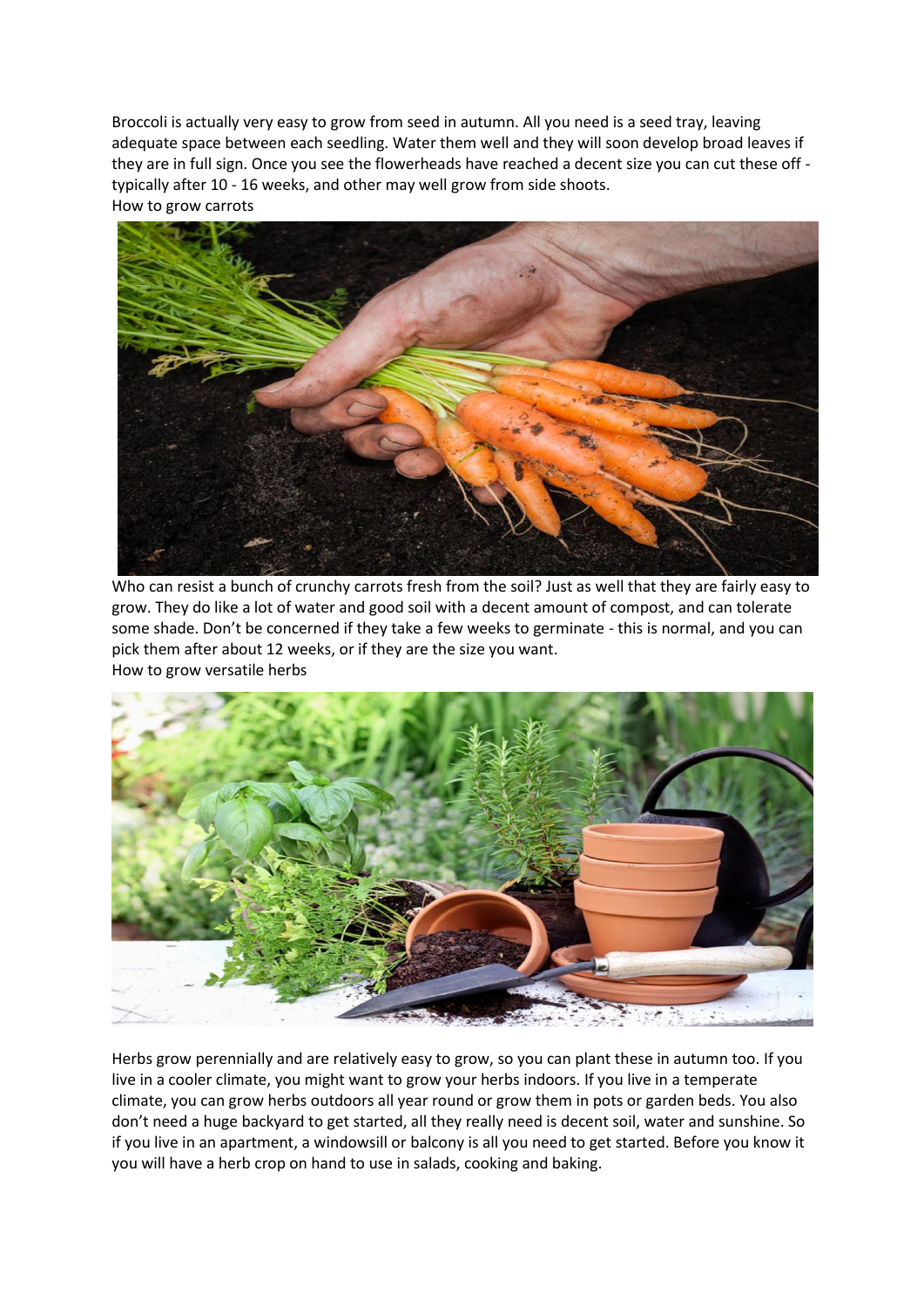Broccoli is actually very easy to grow from seed in autumn. All you need is a seed tray, leaving adequate space between each seedling. Water them well and they will soon develop broad leaves if they are in full sign. Once you see the flowerheads have reached a decent size you can cut these off - typically after 10 - 16 weeks, and other may well grow from side shoots.

## How to grow carrots

Who can resist a bunch of crunchy carrots fresh from the soil? Just as well that they are fairly easy to grow. They do like a lot of water and good soil with a decent amount of compost, and can tolerate some shade. Don't be concerned if they take a few weeks to germinate - this is normal, and you can pick them after about 12 weeks, or if they are the size you want.

## How to grow versatile herbs

Herbs grow perennially and are relatively easy to grow, so you can plant these in autumn too. If you live in a cooler climate, you might want to grow your herbs indoors. If you live in a temperate climate, you can grow herbs outdoors all year round or grow them in pots or garden beds. You also don't need a huge backyard to get started, all they really need is decent soil, water and sunshine. So if you live in an apartment, a windowsill or balcony is all you need to get started. Before you know it you will have a herb crop on hand to use in salads, cooking and baking.